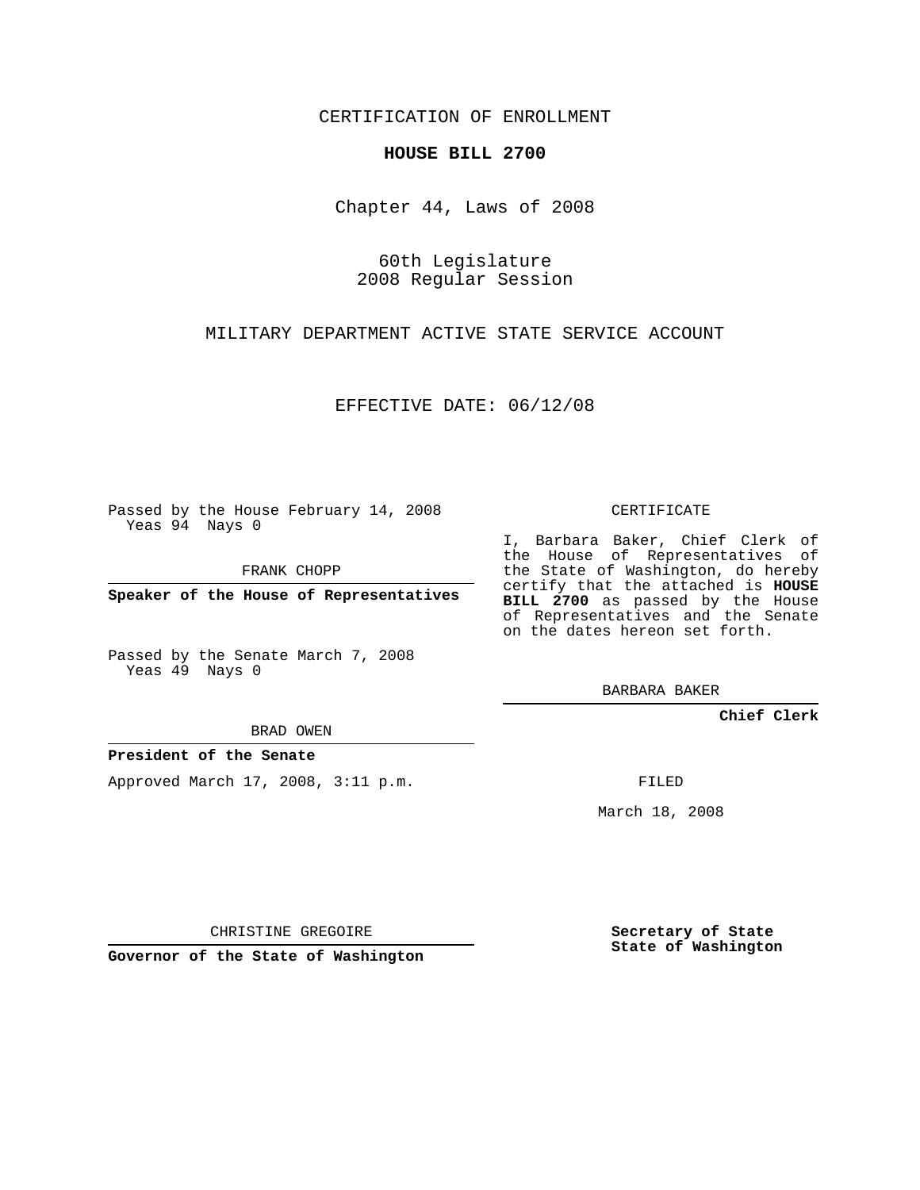CERTIFICATION OF ENROLLMENT

**HOUSE BILL 2700**

Chapter 44, Laws of 2008

60th Legislature
2008 Regular Session

MILITARY DEPARTMENT ACTIVE STATE SERVICE ACCOUNT

EFFECTIVE DATE: 06/12/08

Passed by the House February 14, 2008
Yeas 94 Nays 0

FRANK CHOPP

**Speaker of the House of Representatives**

Passed by the Senate March 7, 2008
Yeas 49 Nays 0

BRAD OWEN

**President of the Senate**

Approved March 17, 2008, 3:11 p.m.

CHRISTINE GREGOIRE

**Governor of the State of Washington**

CERTIFICATE

I, Barbara Baker, Chief Clerk of the House of Representatives of the State of Washington, do hereby certify that the attached is **HOUSE BILL 2700** as passed by the House of Representatives and the Senate on the dates hereon set forth.

BARBARA BAKER

**Chief Clerk**

FILED

March 18, 2008

**Secretary of State**
**State of Washington**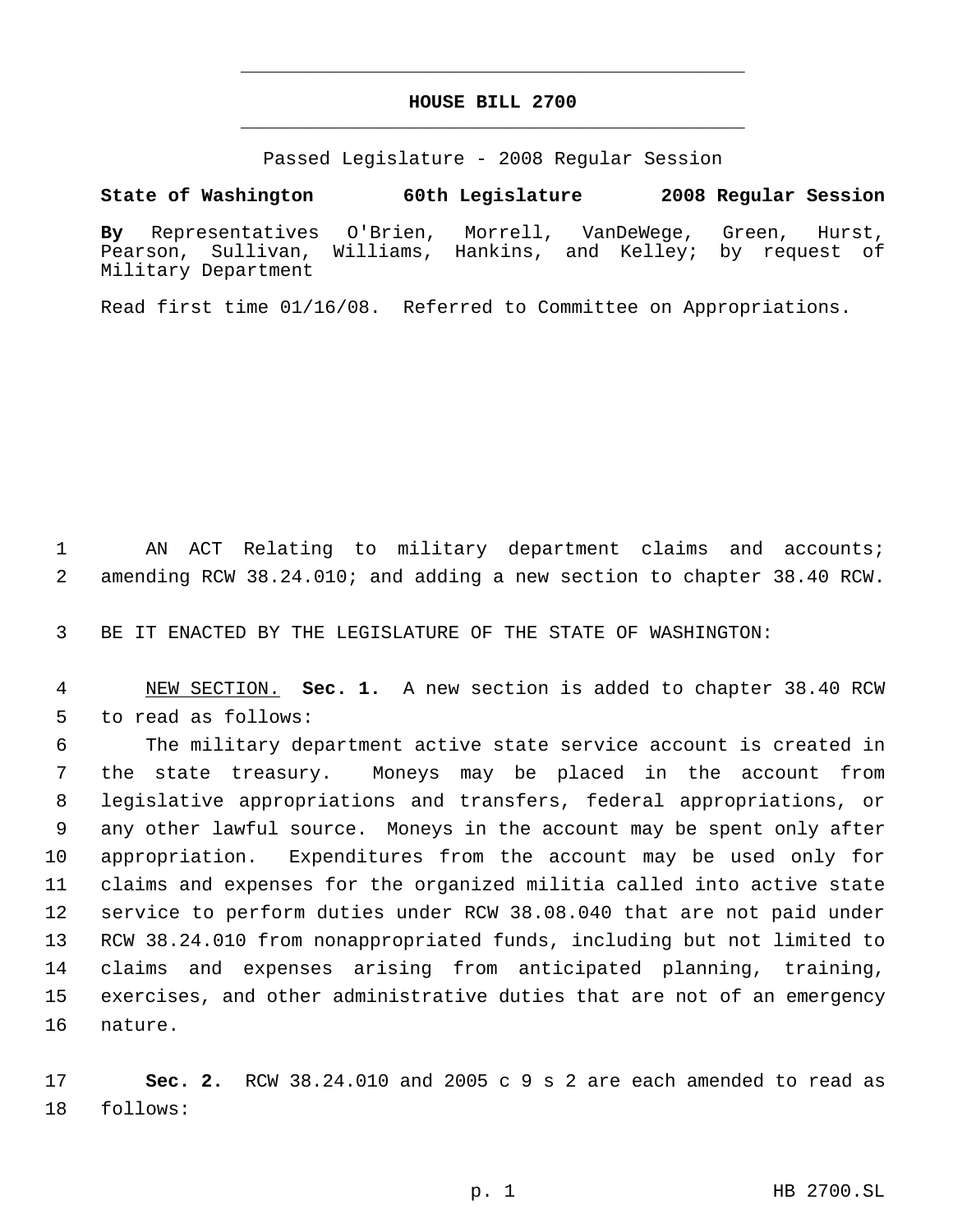# HOUSE BILL 2700

Passed Legislature - 2008 Regular Session

**State of Washington 60th Legislature 2008 Regular Session**

**By** Representatives O'Brien, Morrell, VanDeWege, Green, Hurst, Pearson, Sullivan, Williams, Hankins, and Kelley; by request of Military Department

Read first time 01/16/08. Referred to Committee on Appropriations.

AN ACT Relating to military department claims and accounts; amending RCW 38.24.010; and adding a new section to chapter 38.40 RCW.

BE IT ENACTED BY THE LEGISLATURE OF THE STATE OF WASHINGTON:

NEW SECTION. **Sec. 1.** A new section is added to chapter 38.40 RCW to read as follows:

The military department active state service account is created in the state treasury. Moneys may be placed in the account from legislative appropriations and transfers, federal appropriations, or any other lawful source. Moneys in the account may be spent only after appropriation. Expenditures from the account may be used only for claims and expenses for the organized militia called into active state service to perform duties under RCW 38.08.040 that are not paid under RCW 38.24.010 from nonappropriated funds, including but not limited to claims and expenses arising from anticipated planning, training, exercises, and other administrative duties that are not of an emergency nature.

**Sec. 2.** RCW 38.24.010 and 2005 c 9 s 2 are each amended to read as follows: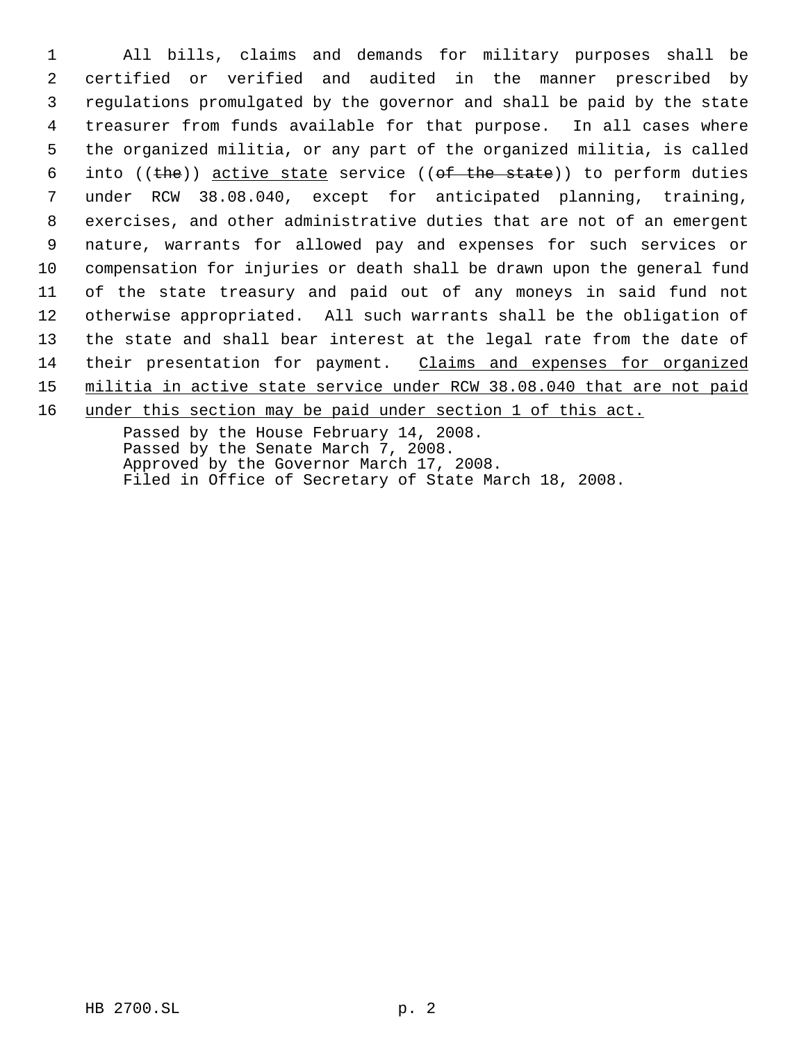All bills, claims and demands for military purposes shall be certified or verified and audited in the manner prescribed by regulations promulgated by the governor and shall be paid by the state treasurer from funds available for that purpose. In all cases where the organized militia, or any part of the organized militia, is called into ((~~the~~)) <u>active state</u> service ((~~of the state~~)) to perform duties under RCW 38.08.040, except for anticipated planning, training, exercises, and other administrative duties that are not of an emergent nature, warrants for allowed pay and expenses for such services or compensation for injuries or death shall be drawn upon the general fund of the state treasury and paid out of any moneys in said fund not otherwise appropriated. All such warrants shall be the obligation of the state and shall bear interest at the legal rate from the date of their presentation for payment. <u>Claims and expenses for organized militia in active state service under RCW 38.08.040 that are not paid under this section may be paid under section 1 of this act.</u>

Passed by the House February 14, 2008.
Passed by the Senate March 7, 2008.
Approved by the Governor March 17, 2008.
Filed in Office of Secretary of State March 18, 2008.